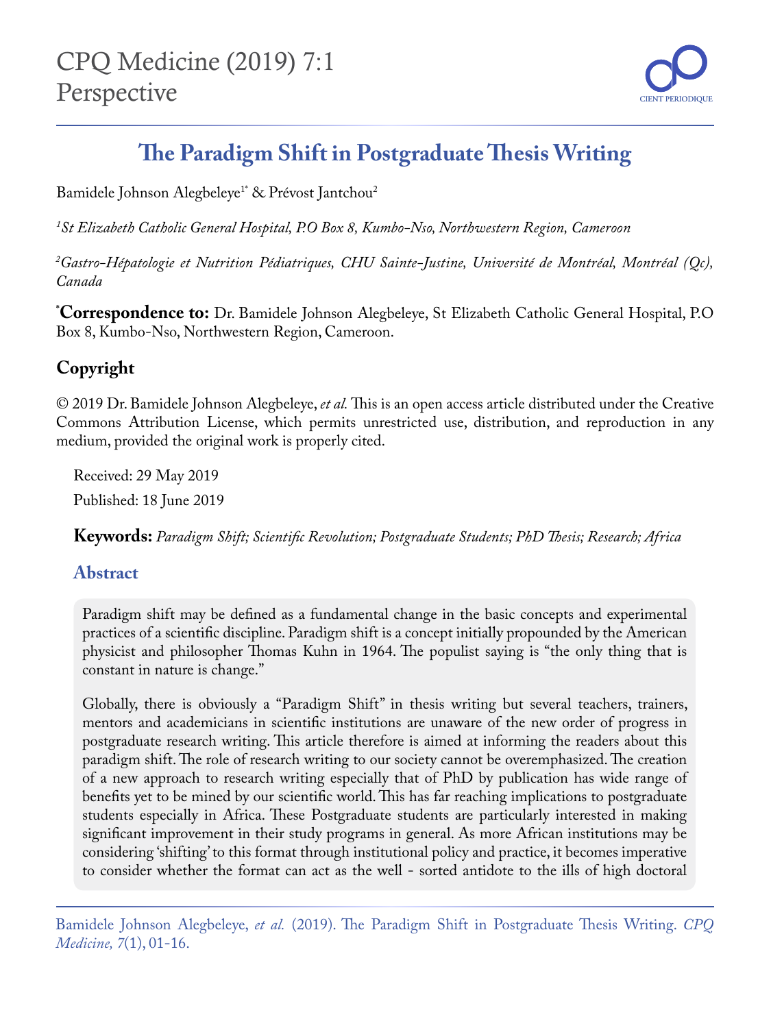CPQ Medicine (2019) 7:1
Perspective

# The Paradigm Shift in Postgraduate Thesis Writing

Bamidele Johnson Alegbeleye[1*] & Prévost Jantchou[2]

[1]*St Elizabeth Catholic General Hospital, P.O Box 8, Kumbo-Nso, Northwestern Region, Cameroon*

[2]*Gastro-Hépatologie et Nutrition Pédiatriques, CHU Sainte-Justine, Université de Montréal, Montréal (Qc), Canada*

[*]**Correspondence to:** Dr. Bamidele Johnson Alegbeleye, St Elizabeth Catholic General Hospital, P.O Box 8, Kumbo-Nso, Northwestern Region, Cameroon.

## Copyright

© 2019 Dr. Bamidele Johnson Alegbeleye, *et al.* This is an open access article distributed under the Creative Commons Attribution License, which permits unrestricted use, distribution, and reproduction in any medium, provided the original work is properly cited.

Received: 29 May 2019

Published: 18 June 2019

**Keywords:** *Paradigm Shift; Scientific Revolution; Postgraduate Students; PhD Thesis; Research; Africa*

## Abstract

Paradigm shift may be defined as a fundamental change in the basic concepts and experimental practices of a scientific discipline. Paradigm shift is a concept initially propounded by the American physicist and philosopher Thomas Kuhn in 1964. The populist saying is "the only thing that is constant in nature is change."

Globally, there is obviously a "Paradigm Shift" in thesis writing but several teachers, trainers, mentors and academicians in scientific institutions are unaware of the new order of progress in postgraduate research writing. This article therefore is aimed at informing the readers about this paradigm shift. The role of research writing to our society cannot be overemphasized. The creation of a new approach to research writing especially that of PhD by publication has wide range of benefits yet to be mined by our scientific world. This has far reaching implications to postgraduate students especially in Africa. These Postgraduate students are particularly interested in making significant improvement in their study programs in general. As more African institutions may be considering 'shifting' to this format through institutional policy and practice, it becomes imperative to consider whether the format can act as the well - sorted antidote to the ills of high doctoral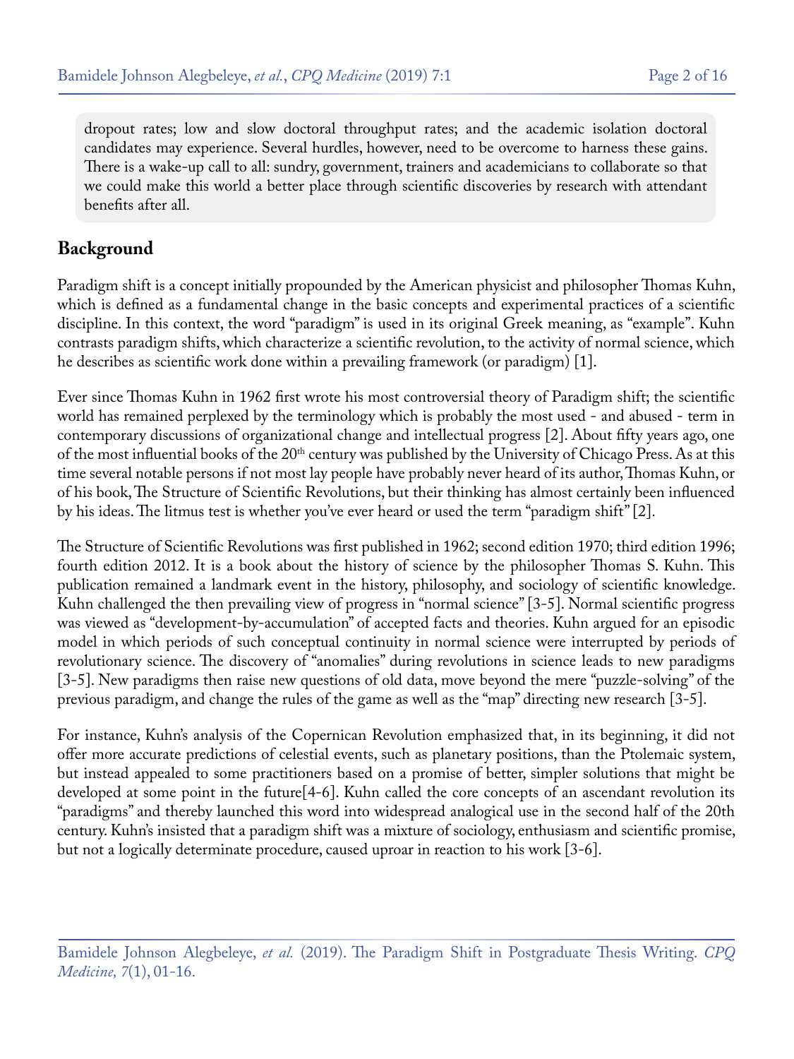dropout rates; low and slow doctoral throughput rates; and the academic isolation doctoral candidates may experience. Several hurdles, however, need to be overcome to harness these gains. There is a wake-up call to all: sundry, government, trainers and academicians to collaborate so that we could make this world a better place through scientific discoveries by research with attendant benefits after all.

## Background

Paradigm shift is a concept initially propounded by the American physicist and philosopher Thomas Kuhn, which is defined as a fundamental change in the basic concepts and experimental practices of a scientific discipline. In this context, the word "paradigm" is used in its original Greek meaning, as "example". Kuhn contrasts paradigm shifts, which characterize a scientific revolution, to the activity of normal science, which he describes as scientific work done within a prevailing framework (or paradigm) [1].

Ever since Thomas Kuhn in 1962 first wrote his most controversial theory of Paradigm shift; the scientific world has remained perplexed by the terminology which is probably the most used - and abused - term in contemporary discussions of organizational change and intellectual progress [2]. About fifty years ago, one of the most influential books of the 20th century was published by the University of Chicago Press. As at this time several notable persons if not most lay people have probably never heard of its author, Thomas Kuhn, or of his book, The Structure of Scientific Revolutions, but their thinking has almost certainly been influenced by his ideas. The litmus test is whether you've ever heard or used the term "paradigm shift" [2].

The Structure of Scientific Revolutions was first published in 1962; second edition 1970; third edition 1996; fourth edition 2012. It is a book about the history of science by the philosopher Thomas S. Kuhn. This publication remained a landmark event in the history, philosophy, and sociology of scientific knowledge. Kuhn challenged the then prevailing view of progress in "normal science" [3-5]. Normal scientific progress was viewed as "development-by-accumulation" of accepted facts and theories. Kuhn argued for an episodic model in which periods of such conceptual continuity in normal science were interrupted by periods of revolutionary science. The discovery of "anomalies" during revolutions in science leads to new paradigms [3-5]. New paradigms then raise new questions of old data, move beyond the mere "puzzle-solving" of the previous paradigm, and change the rules of the game as well as the "map" directing new research [3-5].

For instance, Kuhn's analysis of the Copernican Revolution emphasized that, in its beginning, it did not offer more accurate predictions of celestial events, such as planetary positions, than the Ptolemaic system, but instead appealed to some practitioners based on a promise of better, simpler solutions that might be developed at some point in the future[4-6]. Kuhn called the core concepts of an ascendant revolution its "paradigms" and thereby launched this word into widespread analogical use in the second half of the 20th century. Kuhn's insisted that a paradigm shift was a mixture of sociology, enthusiasm and scientific promise, but not a logically determinate procedure, caused uproar in reaction to his work [3-6].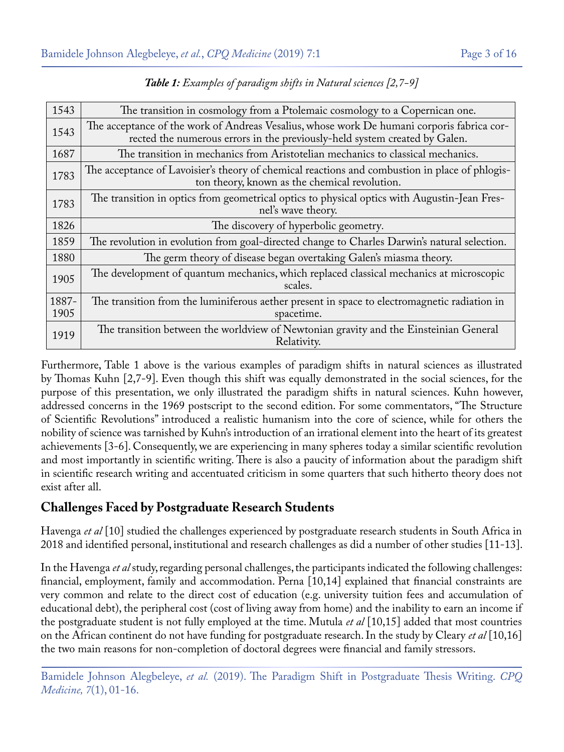***Table 1:** Examples of paradigm shifts in Natural sciences [2,7-9]*

| Year | Paradigm shift |
|---|---|
| 1543 | The transition in cosmology from a Ptolemaic cosmology to a Copernican one. |
| 1543 | The acceptance of the work of Andreas Vesalius, whose work De humani corporis fabrica corrected the numerous errors in the previously-held system created by Galen. |
| 1687 | The transition in mechanics from Aristotelian mechanics to classical mechanics. |
| 1783 | The acceptance of Lavoisier's theory of chemical reactions and combustion in place of phlogiston theory, known as the chemical revolution. |
| 1783 | The transition in optics from geometrical optics to physical optics with Augustin-Jean Fresnel's wave theory. |
| 1826 | The discovery of hyperbolic geometry. |
| 1859 | The revolution in evolution from goal-directed change to Charles Darwin's natural selection. |
| 1880 | The germ theory of disease began overtaking Galen's miasma theory. |
| 1905 | The development of quantum mechanics, which replaced classical mechanics at microscopic scales. |
| 1887-1905 | The transition from the luminiferous aether present in space to electromagnetic radiation in spacetime. |
| 1919 | The transition between the worldview of Newtonian gravity and the Einsteinian General Relativity. |

Furthermore, Table 1 above is the various examples of paradigm shifts in natural sciences as illustrated by Thomas Kuhn [2,7-9]. Even though this shift was equally demonstrated in the social sciences, for the purpose of this presentation, we only illustrated the paradigm shifts in natural sciences. Kuhn however, addressed concerns in the 1969 postscript to the second edition. For some commentators, "The Structure of Scientific Revolutions" introduced a realistic humanism into the core of science, while for others the nobility of science was tarnished by Kuhn's introduction of an irrational element into the heart of its greatest achievements [3-6]. Consequently, we are experiencing in many spheres today a similar scientific revolution and most importantly in scientific writing. There is also a paucity of information about the paradigm shift in scientific research writing and accentuated criticism in some quarters that such hitherto theory does not exist after all.

## Challenges Faced by Postgraduate Research Students

Havenga *et al* [10] studied the challenges experienced by postgraduate research students in South Africa in 2018 and identified personal, institutional and research challenges as did a number of other studies [11-13].

In the Havenga *et al* study, regarding personal challenges, the participants indicated the following challenges: financial, employment, family and accommodation. Perna [10,14] explained that financial constraints are very common and relate to the direct cost of education (e.g. university tuition fees and accumulation of educational debt), the peripheral cost (cost of living away from home) and the inability to earn an income if the postgraduate student is not fully employed at the time. Mutula *et al* [10,15] added that most countries on the African continent do not have funding for postgraduate research. In the study by Cleary *et al* [10,16] the two main reasons for non-completion of doctoral degrees were financial and family stressors.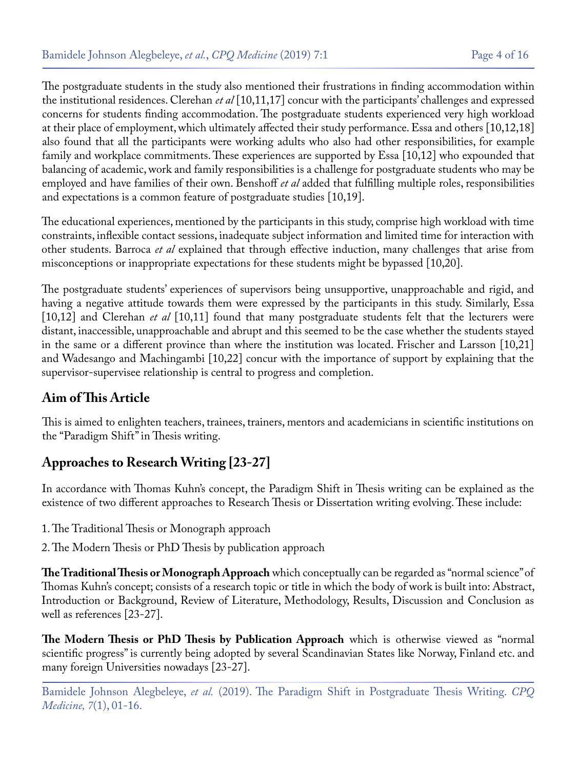The postgraduate students in the study also mentioned their frustrations in finding accommodation within the institutional residences. Clerehan *et al* [10,11,17] concur with the participants' challenges and expressed concerns for students finding accommodation. The postgraduate students experienced very high workload at their place of employment, which ultimately affected their study performance. Essa and others [10,12,18] also found that all the participants were working adults who also had other responsibilities, for example family and workplace commitments. These experiences are supported by Essa [10,12] who expounded that balancing of academic, work and family responsibilities is a challenge for postgraduate students who may be employed and have families of their own. Benshoff *et al* added that fulfilling multiple roles, responsibilities and expectations is a common feature of postgraduate studies [10,19].

The educational experiences, mentioned by the participants in this study, comprise high workload with time constraints, inflexible contact sessions, inadequate subject information and limited time for interaction with other students. Barroca *et al* explained that through effective induction, many challenges that arise from misconceptions or inappropriate expectations for these students might be bypassed [10,20].

The postgraduate students' experiences of supervisors being unsupportive, unapproachable and rigid, and having a negative attitude towards them were expressed by the participants in this study. Similarly, Essa [10,12] and Clerehan *et al* [10,11] found that many postgraduate students felt that the lecturers were distant, inaccessible, unapproachable and abrupt and this seemed to be the case whether the students stayed in the same or a different province than where the institution was located. Frischer and Larsson [10,21] and Wadesango and Machingambi [10,22] concur with the importance of support by explaining that the supervisor-supervisee relationship is central to progress and completion.

## Aim of This Article

This is aimed to enlighten teachers, trainees, trainers, mentors and academicians in scientific institutions on the "Paradigm Shift" in Thesis writing.

## Approaches to Research Writing [23-27]

In accordance with Thomas Kuhn's concept, the Paradigm Shift in Thesis writing can be explained as the existence of two different approaches to Research Thesis or Dissertation writing evolving. These include:

1. The Traditional Thesis or Monograph approach
2. The Modern Thesis or PhD Thesis by publication approach

**The Traditional Thesis or Monograph Approach** which conceptually can be regarded as "normal science" of Thomas Kuhn's concept; consists of a research topic or title in which the body of work is built into: Abstract, Introduction or Background, Review of Literature, Methodology, Results, Discussion and Conclusion as well as references [23-27].

**The Modern Thesis or PhD Thesis by Publication Approach** which is otherwise viewed as "normal scientific progress" is currently being adopted by several Scandinavian States like Norway, Finland etc. and many foreign Universities nowadays [23-27].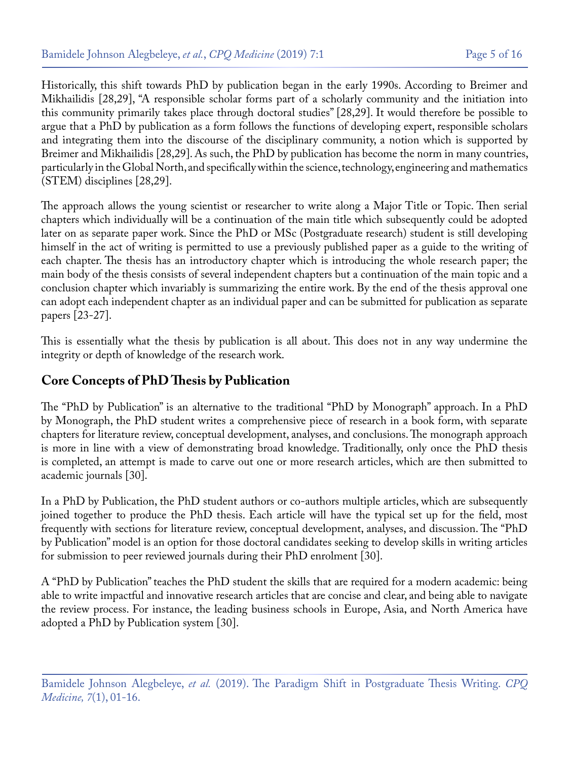Historically, this shift towards PhD by publication began in the early 1990s. According to Breimer and Mikhailidis [28,29], "A responsible scholar forms part of a scholarly community and the initiation into this community primarily takes place through doctoral studies" [28,29]. It would therefore be possible to argue that a PhD by publication as a form follows the functions of developing expert, responsible scholars and integrating them into the discourse of the disciplinary community, a notion which is supported by Breimer and Mikhailidis [28,29]. As such, the PhD by publication has become the norm in many countries, particularly in the Global North, and specifically within the science, technology, engineering and mathematics (STEM) disciplines [28,29].

The approach allows the young scientist or researcher to write along a Major Title or Topic. Then serial chapters which individually will be a continuation of the main title which subsequently could be adopted later on as separate paper work. Since the PhD or MSc (Postgraduate research) student is still developing himself in the act of writing is permitted to use a previously published paper as a guide to the writing of each chapter. The thesis has an introductory chapter which is introducing the whole research paper; the main body of the thesis consists of several independent chapters but a continuation of the main topic and a conclusion chapter which invariably is summarizing the entire work. By the end of the thesis approval one can adopt each independent chapter as an individual paper and can be submitted for publication as separate papers [23-27].

This is essentially what the thesis by publication is all about. This does not in any way undermine the integrity or depth of knowledge of the research work.

## Core Concepts of PhD Thesis by Publication

The "PhD by Publication" is an alternative to the traditional "PhD by Monograph" approach. In a PhD by Monograph, the PhD student writes a comprehensive piece of research in a book form, with separate chapters for literature review, conceptual development, analyses, and conclusions. The monograph approach is more in line with a view of demonstrating broad knowledge. Traditionally, only once the PhD thesis is completed, an attempt is made to carve out one or more research articles, which are then submitted to academic journals [30].

In a PhD by Publication, the PhD student authors or co-authors multiple articles, which are subsequently joined together to produce the PhD thesis. Each article will have the typical set up for the field, most frequently with sections for literature review, conceptual development, analyses, and discussion. The "PhD by Publication" model is an option for those doctoral candidates seeking to develop skills in writing articles for submission to peer reviewed journals during their PhD enrolment [30].

A "PhD by Publication" teaches the PhD student the skills that are required for a modern academic: being able to write impactful and innovative research articles that are concise and clear, and being able to navigate the review process. For instance, the leading business schools in Europe, Asia, and North America have adopted a PhD by Publication system [30].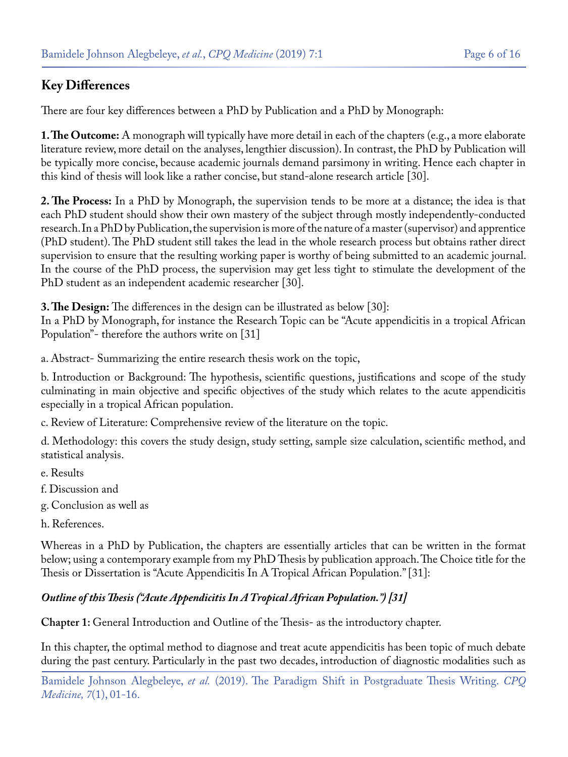## Key Differences

There are four key differences between a PhD by Publication and a PhD by Monograph:

**1. The Outcome:** A monograph will typically have more detail in each of the chapters (e.g., a more elaborate literature review, more detail on the analyses, lengthier discussion). In contrast, the PhD by Publication will be typically more concise, because academic journals demand parsimony in writing. Hence each chapter in this kind of thesis will look like a rather concise, but stand-alone research article [30].

**2. The Process:** In a PhD by Monograph, the supervision tends to be more at a distance; the idea is that each PhD student should show their own mastery of the subject through mostly independently-conducted research. In a PhD by Publication, the supervision is more of the nature of a master (supervisor) and apprentice (PhD student). The PhD student still takes the lead in the whole research process but obtains rather direct supervision to ensure that the resulting working paper is worthy of being submitted to an academic journal. In the course of the PhD process, the supervision may get less tight to stimulate the development of the PhD student as an independent academic researcher [30].

**3. The Design:** The differences in the design can be illustrated as below [30]:
In a PhD by Monograph, for instance the Research Topic can be "Acute appendicitis in a tropical African Population"- therefore the authors write on [31]

a. Abstract- Summarizing the entire research thesis work on the topic,

b. Introduction or Background: The hypothesis, scientific questions, justifications and scope of the study culminating in main objective and specific objectives of the study which relates to the acute appendicitis especially in a tropical African population.

c. Review of Literature: Comprehensive review of the literature on the topic.

d. Methodology: this covers the study design, study setting, sample size calculation, scientific method, and statistical analysis.

e. Results

f. Discussion and

g. Conclusion as well as

h. References.

Whereas in a PhD by Publication, the chapters are essentially articles that can be written in the format below; using a contemporary example from my PhD Thesis by publication approach. The Choice title for the Thesis or Dissertation is "Acute Appendicitis In A Tropical African Population." [31]:

***Outline of this Thesis ("Acute Appendicitis In A Tropical African Population.") [31]***

**Chapter 1:** General Introduction and Outline of the Thesis- as the introductory chapter.

In this chapter, the optimal method to diagnose and treat acute appendicitis has been topic of much debate during the past century. Particularly in the past two decades, introduction of diagnostic modalities such as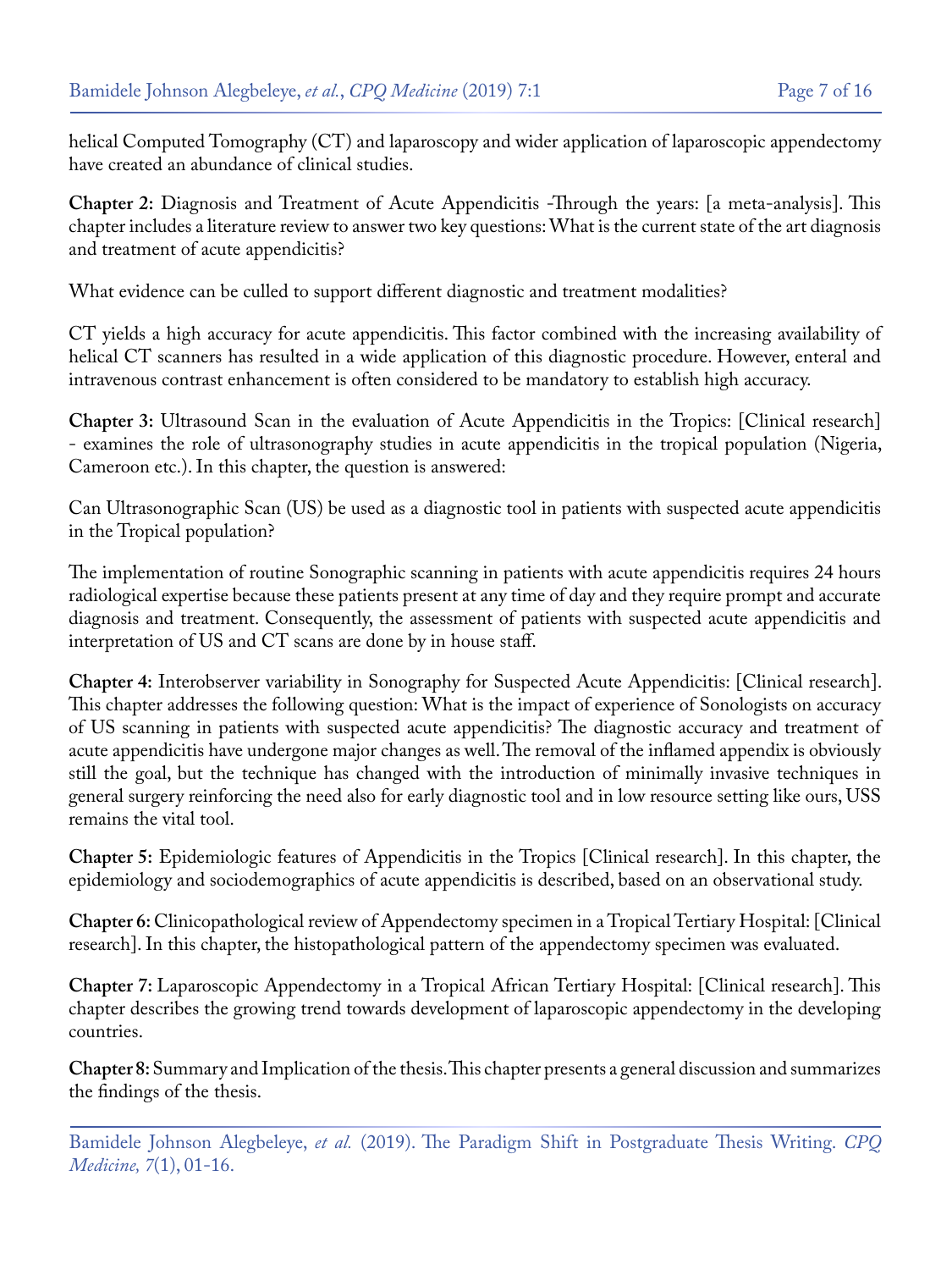helical Computed Tomography (CT) and laparoscopy and wider application of laparoscopic appendectomy have created an abundance of clinical studies.

**Chapter 2:** Diagnosis and Treatment of Acute Appendicitis -Through the years: [a meta-analysis]. This chapter includes a literature review to answer two key questions: What is the current state of the art diagnosis and treatment of acute appendicitis?

What evidence can be culled to support different diagnostic and treatment modalities?

CT yields a high accuracy for acute appendicitis. This factor combined with the increasing availability of helical CT scanners has resulted in a wide application of this diagnostic procedure. However, enteral and intravenous contrast enhancement is often considered to be mandatory to establish high accuracy.

**Chapter 3:** Ultrasound Scan in the evaluation of Acute Appendicitis in the Tropics: [Clinical research] - examines the role of ultrasonography studies in acute appendicitis in the tropical population (Nigeria, Cameroon etc.). In this chapter, the question is answered:

Can Ultrasonographic Scan (US) be used as a diagnostic tool in patients with suspected acute appendicitis in the Tropical population?

The implementation of routine Sonographic scanning in patients with acute appendicitis requires 24 hours radiological expertise because these patients present at any time of day and they require prompt and accurate diagnosis and treatment. Consequently, the assessment of patients with suspected acute appendicitis and interpretation of US and CT scans are done by in house staff.

**Chapter 4:** Interobserver variability in Sonography for Suspected Acute Appendicitis: [Clinical research]. This chapter addresses the following question: What is the impact of experience of Sonologists on accuracy of US scanning in patients with suspected acute appendicitis? The diagnostic accuracy and treatment of acute appendicitis have undergone major changes as well. The removal of the inflamed appendix is obviously still the goal, but the technique has changed with the introduction of minimally invasive techniques in general surgery reinforcing the need also for early diagnostic tool and in low resource setting like ours, USS remains the vital tool.

**Chapter 5:** Epidemiologic features of Appendicitis in the Tropics [Clinical research]. In this chapter, the epidemiology and sociodemographics of acute appendicitis is described, based on an observational study.

**Chapter 6:** Clinicopathological review of Appendectomy specimen in a Tropical Tertiary Hospital: [Clinical research]. In this chapter, the histopathological pattern of the appendectomy specimen was evaluated.

**Chapter 7:** Laparoscopic Appendectomy in a Tropical African Tertiary Hospital: [Clinical research]. This chapter describes the growing trend towards development of laparoscopic appendectomy in the developing countries.

**Chapter 8:** Summary and Implication of the thesis. This chapter presents a general discussion and summarizes the findings of the thesis.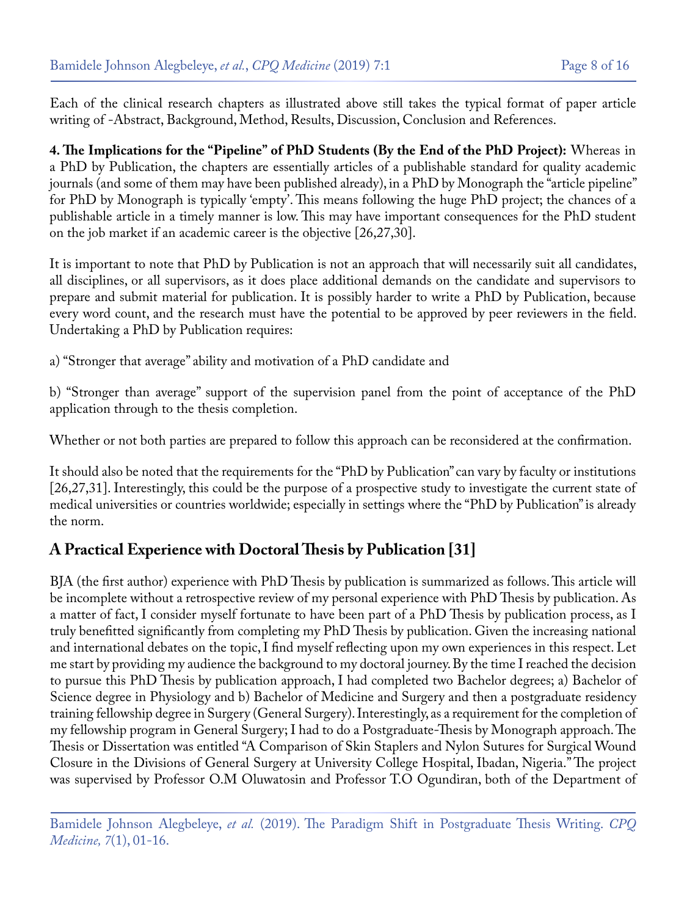Each of the clinical research chapters as illustrated above still takes the typical format of paper article writing of -Abstract, Background, Method, Results, Discussion, Conclusion and References.

**4. The Implications for the "Pipeline" of PhD Students (By the End of the PhD Project):** Whereas in a PhD by Publication, the chapters are essentially articles of a publishable standard for quality academic journals (and some of them may have been published already), in a PhD by Monograph the "article pipeline" for PhD by Monograph is typically 'empty'. This means following the huge PhD project; the chances of a publishable article in a timely manner is low. This may have important consequences for the PhD student on the job market if an academic career is the objective [26,27,30].

It is important to note that PhD by Publication is not an approach that will necessarily suit all candidates, all disciplines, or all supervisors, as it does place additional demands on the candidate and supervisors to prepare and submit material for publication. It is possibly harder to write a PhD by Publication, because every word count, and the research must have the potential to be approved by peer reviewers in the field. Undertaking a PhD by Publication requires:

a) "Stronger that average" ability and motivation of a PhD candidate and

b) "Stronger than average" support of the supervision panel from the point of acceptance of the PhD application through to the thesis completion.

Whether or not both parties are prepared to follow this approach can be reconsidered at the confirmation.

It should also be noted that the requirements for the "PhD by Publication" can vary by faculty or institutions [26,27,31]. Interestingly, this could be the purpose of a prospective study to investigate the current state of medical universities or countries worldwide; especially in settings where the "PhD by Publication" is already the norm.

## A Practical Experience with Doctoral Thesis by Publication [31]

BJA (the first author) experience with PhD Thesis by publication is summarized as follows. This article will be incomplete without a retrospective review of my personal experience with PhD Thesis by publication. As a matter of fact, I consider myself fortunate to have been part of a PhD Thesis by publication process, as I truly benefitted significantly from completing my PhD Thesis by publication. Given the increasing national and international debates on the topic, I find myself reflecting upon my own experiences in this respect. Let me start by providing my audience the background to my doctoral journey. By the time I reached the decision to pursue this PhD Thesis by publication approach, I had completed two Bachelor degrees; a) Bachelor of Science degree in Physiology and b) Bachelor of Medicine and Surgery and then a postgraduate residency training fellowship degree in Surgery (General Surgery). Interestingly, as a requirement for the completion of my fellowship program in General Surgery; I had to do a Postgraduate-Thesis by Monograph approach. The Thesis or Dissertation was entitled "A Comparison of Skin Staplers and Nylon Sutures for Surgical Wound Closure in the Divisions of General Surgery at University College Hospital, Ibadan, Nigeria." The project was supervised by Professor O.M Oluwatosin and Professor T.O Ogundiran, both of the Department of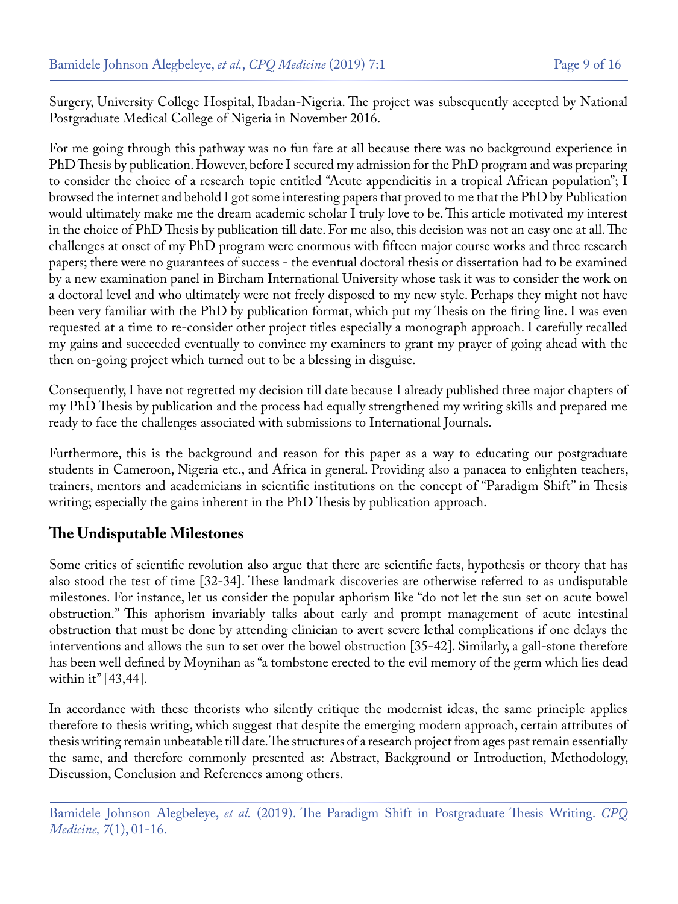Surgery, University College Hospital, Ibadan-Nigeria. The project was subsequently accepted by National Postgraduate Medical College of Nigeria in November 2016.

For me going through this pathway was no fun fare at all because there was no background experience in PhD Thesis by publication. However, before I secured my admission for the PhD program and was preparing to consider the choice of a research topic entitled "Acute appendicitis in a tropical African population"; I browsed the internet and behold I got some interesting papers that proved to me that the PhD by Publication would ultimately make me the dream academic scholar I truly love to be. This article motivated my interest in the choice of PhD Thesis by publication till date. For me also, this decision was not an easy one at all. The challenges at onset of my PhD program were enormous with fifteen major course works and three research papers; there were no guarantees of success - the eventual doctoral thesis or dissertation had to be examined by a new examination panel in Bircham International University whose task it was to consider the work on a doctoral level and who ultimately were not freely disposed to my new style. Perhaps they might not have been very familiar with the PhD by publication format, which put my Thesis on the firing line. I was even requested at a time to re-consider other project titles especially a monograph approach. I carefully recalled my gains and succeeded eventually to convince my examiners to grant my prayer of going ahead with the then on-going project which turned out to be a blessing in disguise.

Consequently, I have not regretted my decision till date because I already published three major chapters of my PhD Thesis by publication and the process had equally strengthened my writing skills and prepared me ready to face the challenges associated with submissions to International Journals.

Furthermore, this is the background and reason for this paper as a way to educating our postgraduate students in Cameroon, Nigeria etc., and Africa in general. Providing also a panacea to enlighten teachers, trainers, mentors and academicians in scientific institutions on the concept of "Paradigm Shift" in Thesis writing; especially the gains inherent in the PhD Thesis by publication approach.

## The Undisputable Milestones

Some critics of scientific revolution also argue that there are scientific facts, hypothesis or theory that has also stood the test of time [32-34]. These landmark discoveries are otherwise referred to as undisputable milestones. For instance, let us consider the popular aphorism like "do not let the sun set on acute bowel obstruction." This aphorism invariably talks about early and prompt management of acute intestinal obstruction that must be done by attending clinician to avert severe lethal complications if one delays the interventions and allows the sun to set over the bowel obstruction [35-42]. Similarly, a gall-stone therefore has been well defined by Moynihan as "a tombstone erected to the evil memory of the germ which lies dead within it" [43,44].

In accordance with these theorists who silently critique the modernist ideas, the same principle applies therefore to thesis writing, which suggest that despite the emerging modern approach, certain attributes of thesis writing remain unbeatable till date. The structures of a research project from ages past remain essentially the same, and therefore commonly presented as: Abstract, Background or Introduction, Methodology, Discussion, Conclusion and References among others.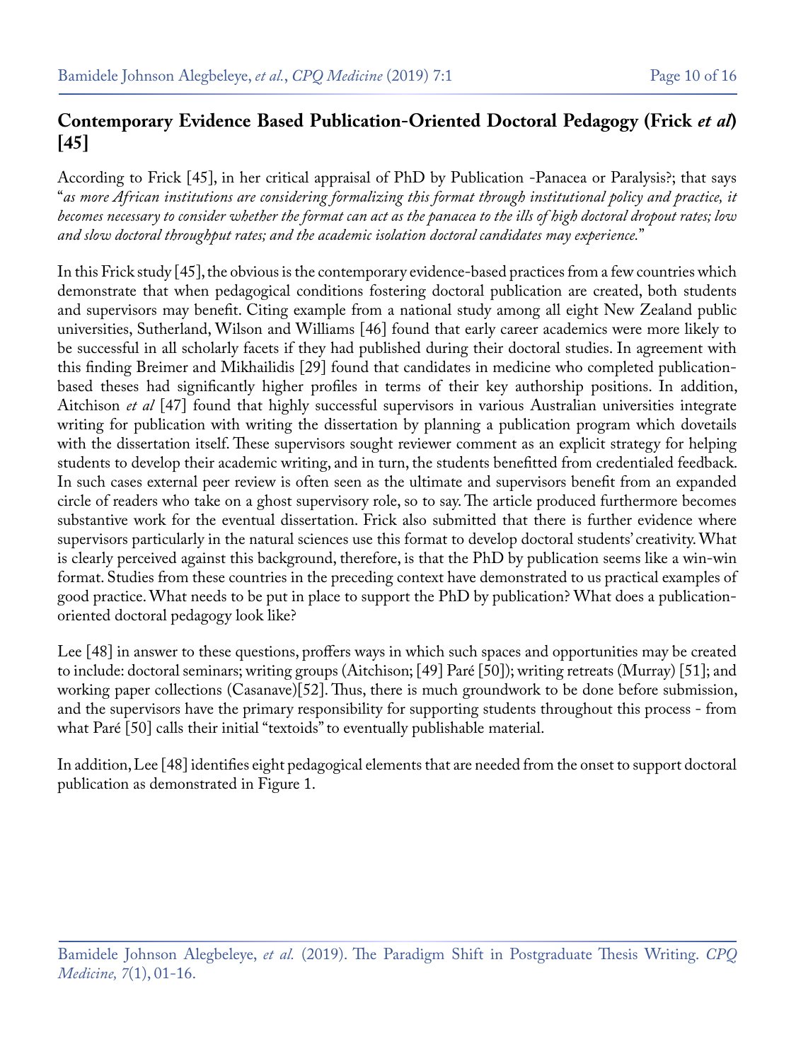## Contemporary Evidence Based Publication-Oriented Doctoral Pedagogy (Frick *et al*) [45]

According to Frick [45], in her critical appraisal of PhD by Publication -Panacea or Paralysis?; that says "*as more African institutions are considering formalizing this format through institutional policy and practice, it becomes necessary to consider whether the format can act as the panacea to the ills of high doctoral dropout rates; low and slow doctoral throughput rates; and the academic isolation doctoral candidates may experience.*"

In this Frick study [45], the obvious is the contemporary evidence-based practices from a few countries which demonstrate that when pedagogical conditions fostering doctoral publication are created, both students and supervisors may benefit. Citing example from a national study among all eight New Zealand public universities, Sutherland, Wilson and Williams [46] found that early career academics were more likely to be successful in all scholarly facets if they had published during their doctoral studies. In agreement with this finding Breimer and Mikhailidis [29] found that candidates in medicine who completed publication-based theses had significantly higher profiles in terms of their key authorship positions. In addition, Aitchison *et al* [47] found that highly successful supervisors in various Australian universities integrate writing for publication with writing the dissertation by planning a publication program which dovetails with the dissertation itself. These supervisors sought reviewer comment as an explicit strategy for helping students to develop their academic writing, and in turn, the students benefitted from credentialed feedback. In such cases external peer review is often seen as the ultimate and supervisors benefit from an expanded circle of readers who take on a ghost supervisory role, so to say. The article produced furthermore becomes substantive work for the eventual dissertation. Frick also submitted that there is further evidence where supervisors particularly in the natural sciences use this format to develop doctoral students' creativity. What is clearly perceived against this background, therefore, is that the PhD by publication seems like a win-win format. Studies from these countries in the preceding context have demonstrated to us practical examples of good practice. What needs to be put in place to support the PhD by publication? What does a publication-oriented doctoral pedagogy look like?

Lee [48] in answer to these questions, proffers ways in which such spaces and opportunities may be created to include: doctoral seminars; writing groups (Aitchison; [49] Paré [50]); writing retreats (Murray) [51]; and working paper collections (Casanave)[52]. Thus, there is much groundwork to be done before submission, and the supervisors have the primary responsibility for supporting students throughout this process - from what Paré [50] calls their initial "textoids" to eventually publishable material.

In addition, Lee [48] identifies eight pedagogical elements that are needed from the onset to support doctoral publication as demonstrated in Figure 1.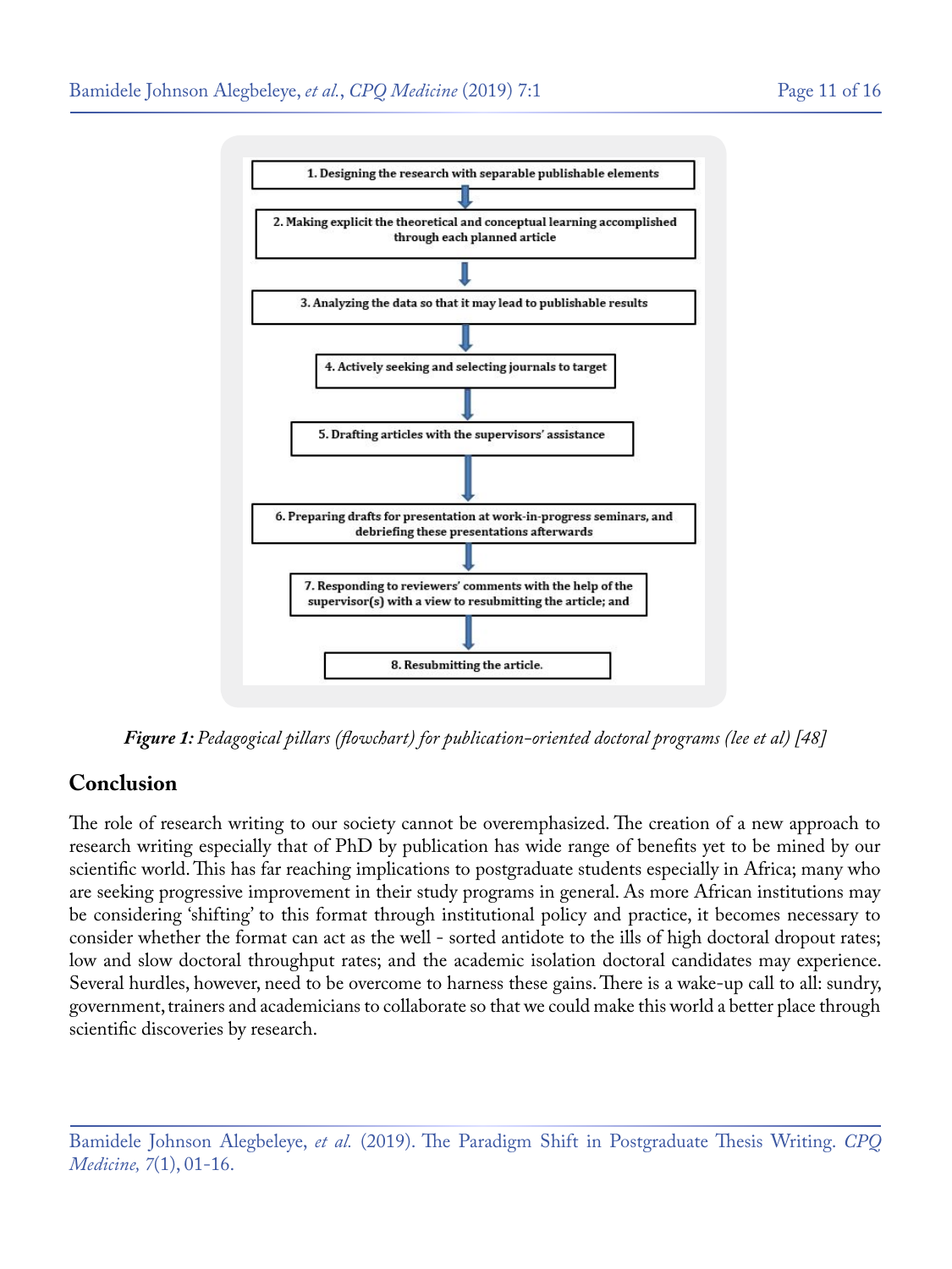1. Designing the research with separable publishable elements

2. Making explicit the theoretical and conceptual learning accomplished through each planned article

3. Analyzing the data so that it may lead to publishable results

4. Actively seeking and selecting journals to target

5. Drafting articles with the supervisors' assistance

6. Preparing drafts for presentation at work-in-progress seminars, and debriefing these presentations afterwards

7. Responding to reviewers' comments with the help of the supervisor(s) with a view to resubmitting the article; and

8. Resubmitting the article.

***Figure 1:*** *Pedagogical pillars (flowchart) for publication-oriented doctoral programs (lee et al) [48]*

## Conclusion

The role of research writing to our society cannot be overemphasized. The creation of a new approach to research writing especially that of PhD by publication has wide range of benefits yet to be mined by our scientific world. This has far reaching implications to postgraduate students especially in Africa; many who are seeking progressive improvement in their study programs in general. As more African institutions may be considering 'shifting' to this format through institutional policy and practice, it becomes necessary to consider whether the format can act as the well - sorted antidote to the ills of high doctoral dropout rates; low and slow doctoral throughput rates; and the academic isolation doctoral candidates may experience. Several hurdles, however, need to be overcome to harness these gains. There is a wake-up call to all: sundry, government, trainers and academicians to collaborate so that we could make this world a better place through scientific discoveries by research.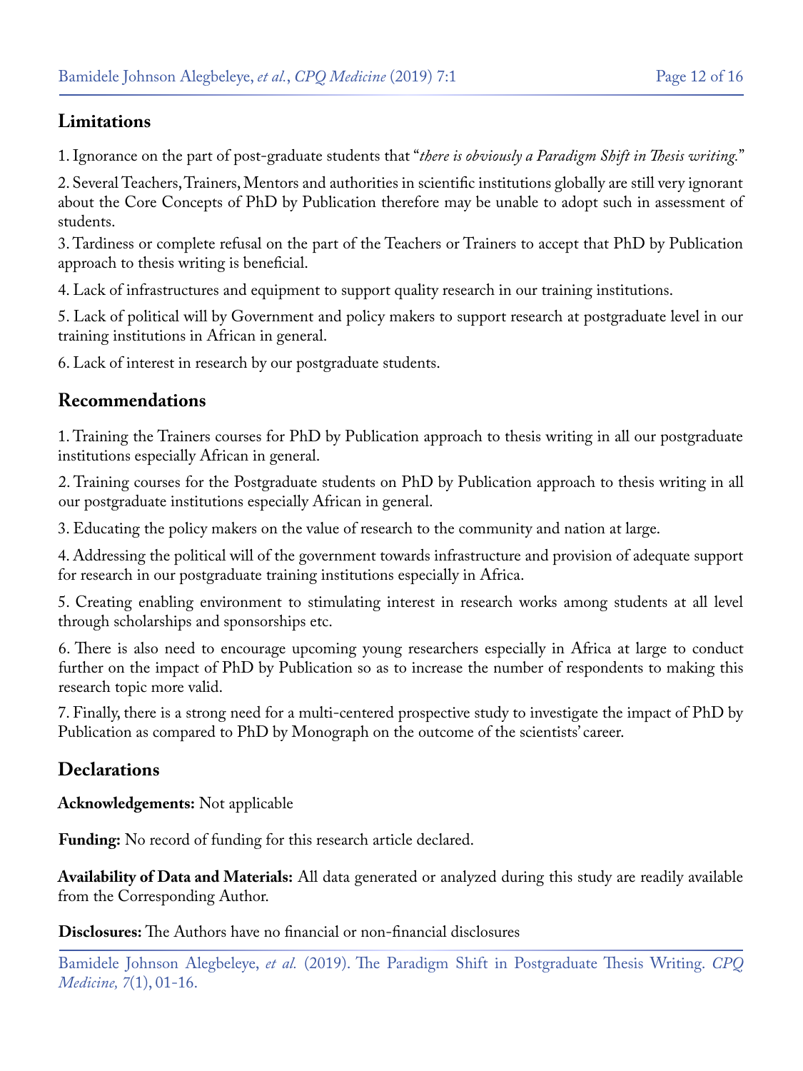## Limitations

1. Ignorance on the part of post-graduate students that "*there is obviously a Paradigm Shift in Thesis writing.*"

2. Several Teachers, Trainers, Mentors and authorities in scientific institutions globally are still very ignorant about the Core Concepts of PhD by Publication therefore may be unable to adopt such in assessment of students.

3. Tardiness or complete refusal on the part of the Teachers or Trainers to accept that PhD by Publication approach to thesis writing is beneficial.

4. Lack of infrastructures and equipment to support quality research in our training institutions.

5. Lack of political will by Government and policy makers to support research at postgraduate level in our training institutions in African in general.

6. Lack of interest in research by our postgraduate students.

## Recommendations

1. Training the Trainers courses for PhD by Publication approach to thesis writing in all our postgraduate institutions especially African in general.

2. Training courses for the Postgraduate students on PhD by Publication approach to thesis writing in all our postgraduate institutions especially African in general.

3. Educating the policy makers on the value of research to the community and nation at large.

4. Addressing the political will of the government towards infrastructure and provision of adequate support for research in our postgraduate training institutions especially in Africa.

5. Creating enabling environment to stimulating interest in research works among students at all level through scholarships and sponsorships etc.

6. There is also need to encourage upcoming young researchers especially in Africa at large to conduct further on the impact of PhD by Publication so as to increase the number of respondents to making this research topic more valid.

7. Finally, there is a strong need for a multi-centered prospective study to investigate the impact of PhD by Publication as compared to PhD by Monograph on the outcome of the scientists' career.

## Declarations

**Acknowledgements:** Not applicable

**Funding:** No record of funding for this research article declared.

**Availability of Data and Materials:** All data generated or analyzed during this study are readily available from the Corresponding Author.

**Disclosures:** The Authors have no financial or non-financial disclosures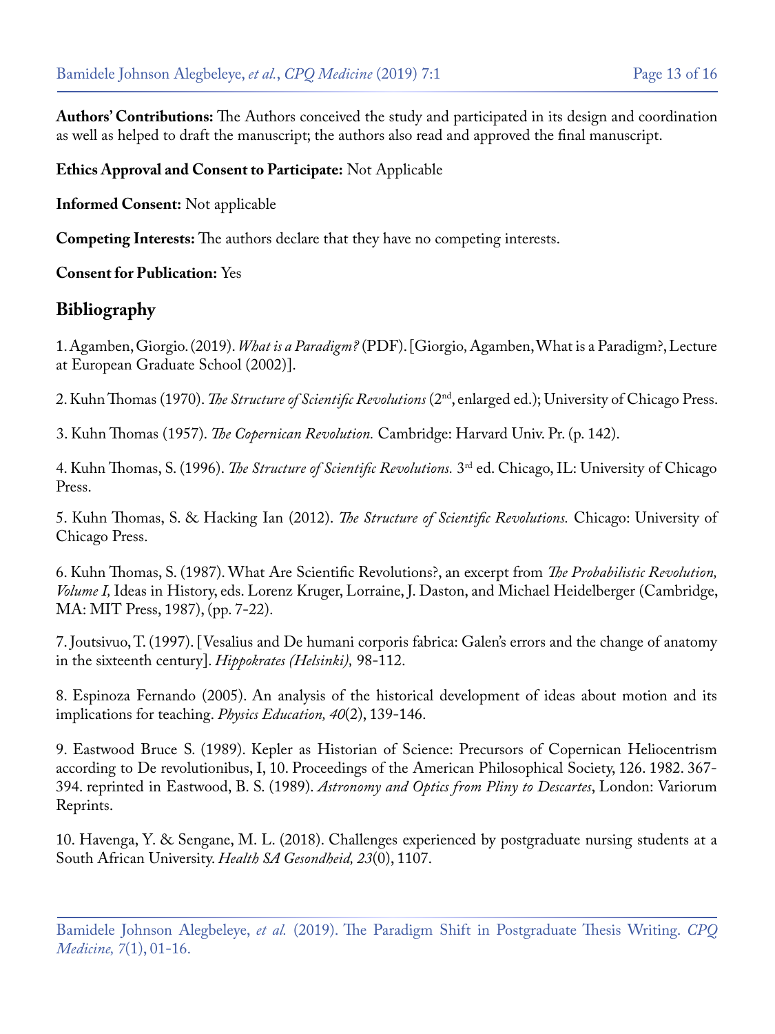**Authors' Contributions:** The Authors conceived the study and participated in its design and coordination as well as helped to draft the manuscript; the authors also read and approved the final manuscript.

**Ethics Approval and Consent to Participate:** Not Applicable

**Informed Consent:** Not applicable

**Competing Interests:** The authors declare that they have no competing interests.

**Consent for Publication:** Yes

## Bibliography

1. Agamben, Giorgio. (2019). *What is a Paradigm?* (PDF). [Giorgio, Agamben, What is a Paradigm?, Lecture at European Graduate School (2002)].

2. Kuhn Thomas (1970). *The Structure of Scientific Revolutions* (2nd, enlarged ed.); University of Chicago Press.

3. Kuhn Thomas (1957). *The Copernican Revolution.* Cambridge: Harvard Univ. Pr. (p. 142).

4. Kuhn Thomas, S. (1996). *The Structure of Scientific Revolutions.* 3rd ed. Chicago, IL: University of Chicago Press.

5. Kuhn Thomas, S. & Hacking Ian (2012). *The Structure of Scientific Revolutions.* Chicago: University of Chicago Press.

6. Kuhn Thomas, S. (1987). What Are Scientific Revolutions?, an excerpt from *The Probabilistic Revolution, Volume I,* Ideas in History, eds. Lorenz Kruger, Lorraine, J. Daston, and Michael Heidelberger (Cambridge, MA: MIT Press, 1987), (pp. 7-22).

7. Joutsivuo, T. (1997). [Vesalius and De humani corporis fabrica: Galen's errors and the change of anatomy in the sixteenth century]. *Hippokrates (Helsinki),* 98-112.

8. Espinoza Fernando (2005). An analysis of the historical development of ideas about motion and its implications for teaching. *Physics Education, 40*(2), 139-146.

9. Eastwood Bruce S. (1989). Kepler as Historian of Science: Precursors of Copernican Heliocentrism according to De revolutionibus, I, 10. Proceedings of the American Philosophical Society, 126. 1982. 367-394. reprinted in Eastwood, B. S. (1989). *Astronomy and Optics from Pliny to Descartes*, London: Variorum Reprints.

10. Havenga, Y. & Sengane, M. L. (2018). Challenges experienced by postgraduate nursing students at a South African University. *Health SA Gesondheid, 23*(0), 1107.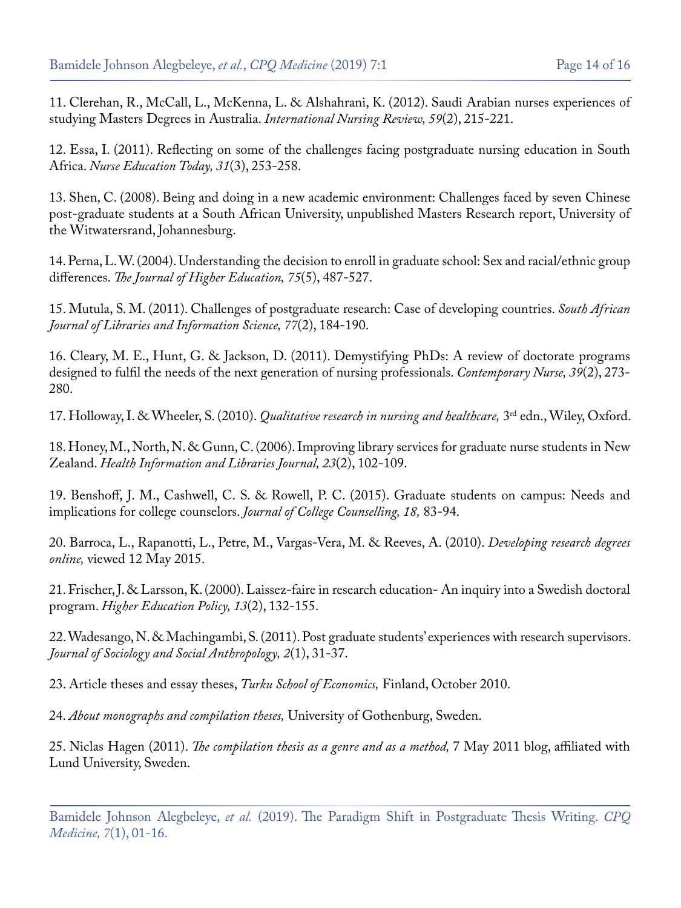11. Clerehan, R., McCall, L., McKenna, L. & Alshahrani, K. (2012). Saudi Arabian nurses experiences of studying Masters Degrees in Australia. *International Nursing Review, 59*(2), 215-221.

12. Essa, I. (2011). Reflecting on some of the challenges facing postgraduate nursing education in South Africa. *Nurse Education Today, 31*(3), 253-258.

13. Shen, C. (2008). Being and doing in a new academic environment: Challenges faced by seven Chinese post-graduate students at a South African University, unpublished Masters Research report, University of the Witwatersrand, Johannesburg.

14. Perna, L. W. (2004). Understanding the decision to enroll in graduate school: Sex and racial/ethnic group differences. *The Journal of Higher Education, 75*(5), 487-527.

15. Mutula, S. M. (2011). Challenges of postgraduate research: Case of developing countries. *South African Journal of Libraries and Information Science, 77*(2), 184-190.

16. Cleary, M. E., Hunt, G. & Jackson, D. (2011). Demystifying PhDs: A review of doctorate programs designed to fulfil the needs of the next generation of nursing professionals. *Contemporary Nurse, 39*(2), 273-280.

17. Holloway, I. & Wheeler, S. (2010). *Qualitative research in nursing and healthcare,* 3rd edn., Wiley, Oxford.

18. Honey, M., North, N. & Gunn, C. (2006). Improving library services for graduate nurse students in New Zealand. *Health Information and Libraries Journal, 23*(2), 102-109.

19. Benshoff, J. M., Cashwell, C. S. & Rowell, P. C. (2015). Graduate students on campus: Needs and implications for college counselors. *Journal of College Counselling, 18,* 83-94.

20. Barroca, L., Rapanotti, L., Petre, M., Vargas-Vera, M. & Reeves, A. (2010). *Developing research degrees online,* viewed 12 May 2015.

21. Frischer, J. & Larsson, K. (2000). Laissez-faire in research education- An inquiry into a Swedish doctoral program. *Higher Education Policy, 13*(2), 132-155.

22. Wadesango, N. & Machingambi, S. (2011). Post graduate students' experiences with research supervisors. *Journal of Sociology and Social Anthropology, 2*(1), 31-37.

23. Article theses and essay theses, *Turku School of Economics,* Finland, October 2010.

24. *About monographs and compilation theses,* University of Gothenburg, Sweden.

25. Niclas Hagen (2011). *The compilation thesis as a genre and as a method,* 7 May 2011 blog, affiliated with Lund University, Sweden.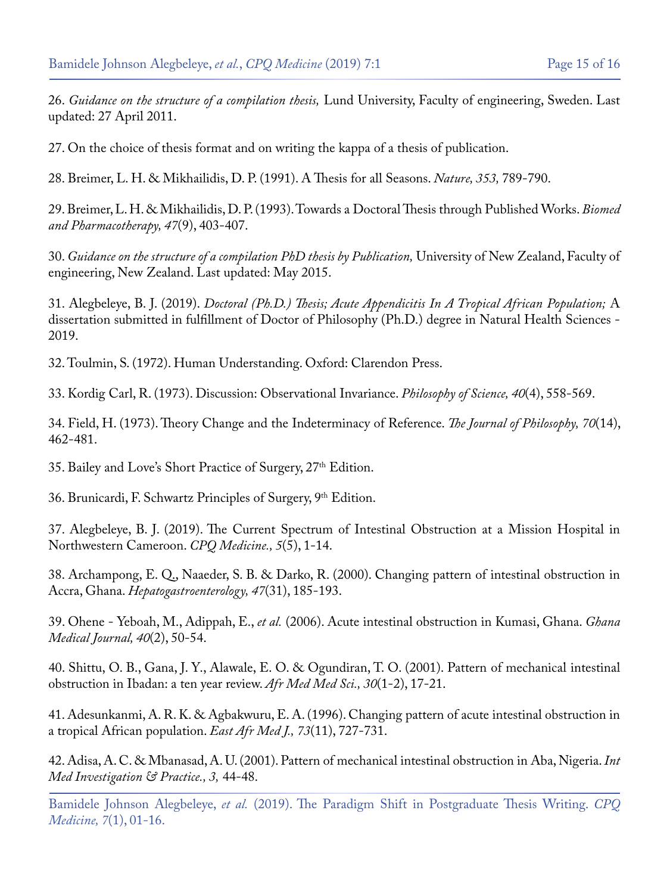26. *Guidance on the structure of a compilation thesis,* Lund University, Faculty of engineering, Sweden. Last updated: 27 April 2011.

27. On the choice of thesis format and on writing the kappa of a thesis of publication.

28. Breimer, L. H. & Mikhailidis, D. P. (1991). A Thesis for all Seasons. *Nature, 353,* 789-790.

29. Breimer, L. H. & Mikhailidis, D. P. (1993). Towards a Doctoral Thesis through Published Works. *Biomed and Pharmacotherapy, 47*(9), 403-407.

30. *Guidance on the structure of a compilation PhD thesis by Publication,* University of New Zealand, Faculty of engineering, New Zealand. Last updated: May 2015.

31. Alegbeleye, B. J. (2019). *Doctoral (Ph.D.) Thesis; Acute Appendicitis In A Tropical African Population;* A dissertation submitted in fulfillment of Doctor of Philosophy (Ph.D.) degree in Natural Health Sciences - 2019.

32. Toulmin, S. (1972). Human Understanding. Oxford: Clarendon Press.

33. Kordig Carl, R. (1973). Discussion: Observational Invariance. *Philosophy of Science, 40*(4), 558-569.

34. Field, H. (1973). Theory Change and the Indeterminacy of Reference. *The Journal of Philosophy, 70*(14), 462-481.

35. Bailey and Love's Short Practice of Surgery, 27th Edition.

36. Brunicardi, F. Schwartz Principles of Surgery, 9th Edition.

37. Alegbeleye, B. J. (2019). The Current Spectrum of Intestinal Obstruction at a Mission Hospital in Northwestern Cameroon. *CPQ Medicine., 5*(5), 1-14.

38. Archampong, E. Q., Naaeder, S. B. & Darko, R. (2000). Changing pattern of intestinal obstruction in Accra, Ghana. *Hepatogastroenterology, 47*(31), 185-193.

39. Ohene - Yeboah, M., Adippah, E., *et al.* (2006). Acute intestinal obstruction in Kumasi, Ghana. *Ghana Medical Journal, 40*(2), 50-54.

40. Shittu, O. B., Gana, J. Y., Alawale, E. O. & Ogundiran, T. O. (2001). Pattern of mechanical intestinal obstruction in Ibadan: a ten year review. *Afr Med Med Sci., 30*(1-2), 17-21.

41. Adesunkanmi, A. R. K. & Agbakwuru, E. A. (1996). Changing pattern of acute intestinal obstruction in a tropical African population. *East Afr Med J., 73*(11), 727-731.

42. Adisa, A. C. & Mbanasad, A. U. (2001). Pattern of mechanical intestinal obstruction in Aba, Nigeria. *Int Med Investigation & Practice., 3,* 44-48.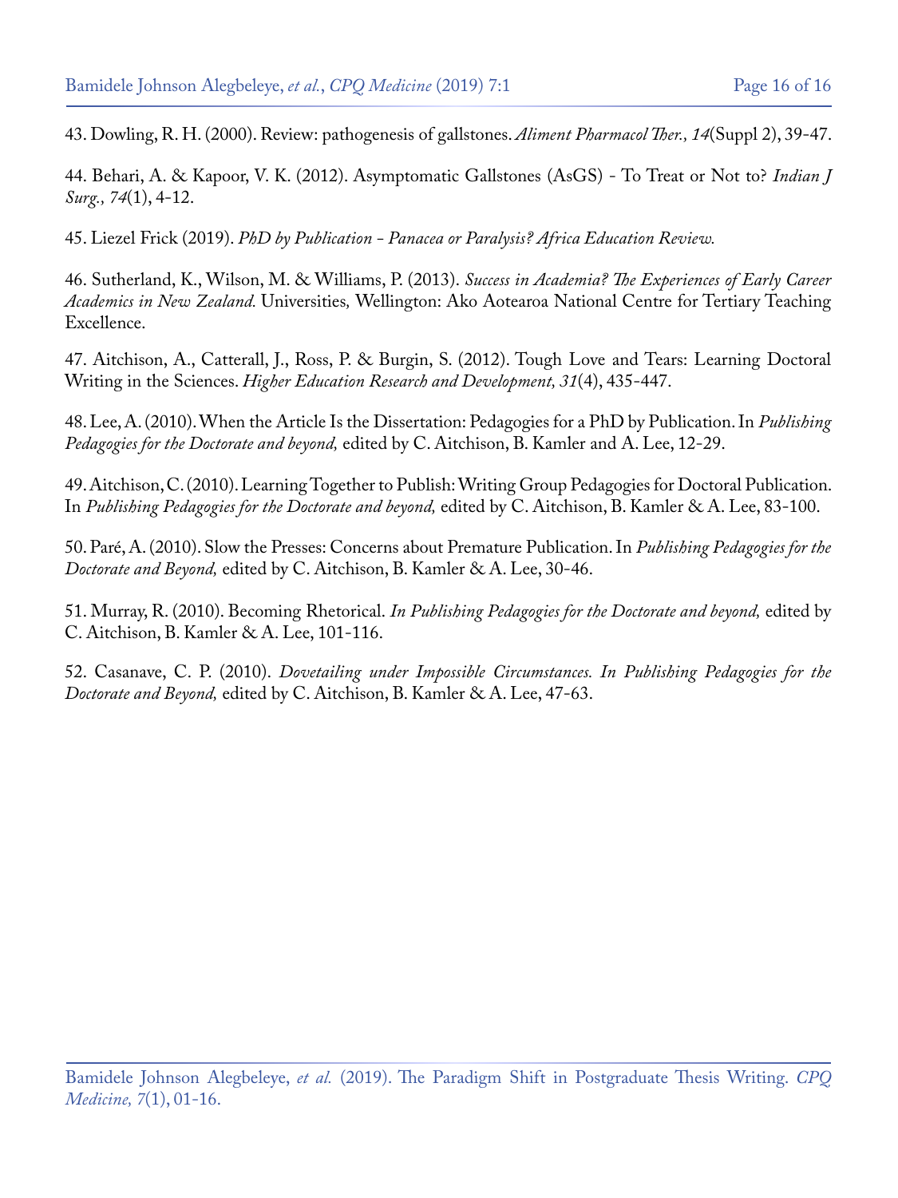43. Dowling, R. H. (2000). Review: pathogenesis of gallstones. *Aliment Pharmacol Ther., 14*(Suppl 2), 39-47.

44. Behari, A. & Kapoor, V. K. (2012). Asymptomatic Gallstones (AsGS) - To Treat or Not to? *Indian J Surg., 74*(1), 4-12.

45. Liezel Frick (2019). *PhD by Publication - Panacea or Paralysis? Africa Education Review.*

46. Sutherland, K., Wilson, M. & Williams, P. (2013). *Success in Academia? The Experiences of Early Career Academics in New Zealand.* Universities*,* Wellington: Ako Aotearoa National Centre for Tertiary Teaching Excellence.

47. Aitchison, A., Catterall, J., Ross, P. & Burgin, S. (2012). Tough Love and Tears: Learning Doctoral Writing in the Sciences. *Higher Education Research and Development, 31*(4), 435-447.

48. Lee, A. (2010). When the Article Is the Dissertation: Pedagogies for a PhD by Publication. In *Publishing Pedagogies for the Doctorate and beyond,* edited by C. Aitchison, B. Kamler and A. Lee, 12-29.

49. Aitchison, C. (2010). Learning Together to Publish: Writing Group Pedagogies for Doctoral Publication. In *Publishing Pedagogies for the Doctorate and beyond,* edited by C. Aitchison, B. Kamler & A. Lee, 83-100.

50. Paré, A. (2010). Slow the Presses: Concerns about Premature Publication. In *Publishing Pedagogies for the Doctorate and Beyond,* edited by C. Aitchison, B. Kamler & A. Lee, 30-46.

51. Murray, R. (2010). Becoming Rhetorical. *In Publishing Pedagogies for the Doctorate and beyond,* edited by C. Aitchison, B. Kamler & A. Lee, 101-116.

52. Casanave, C. P. (2010). *Dovetailing under Impossible Circumstances. In Publishing Pedagogies for the Doctorate and Beyond,* edited by C. Aitchison, B. Kamler & A. Lee, 47-63.